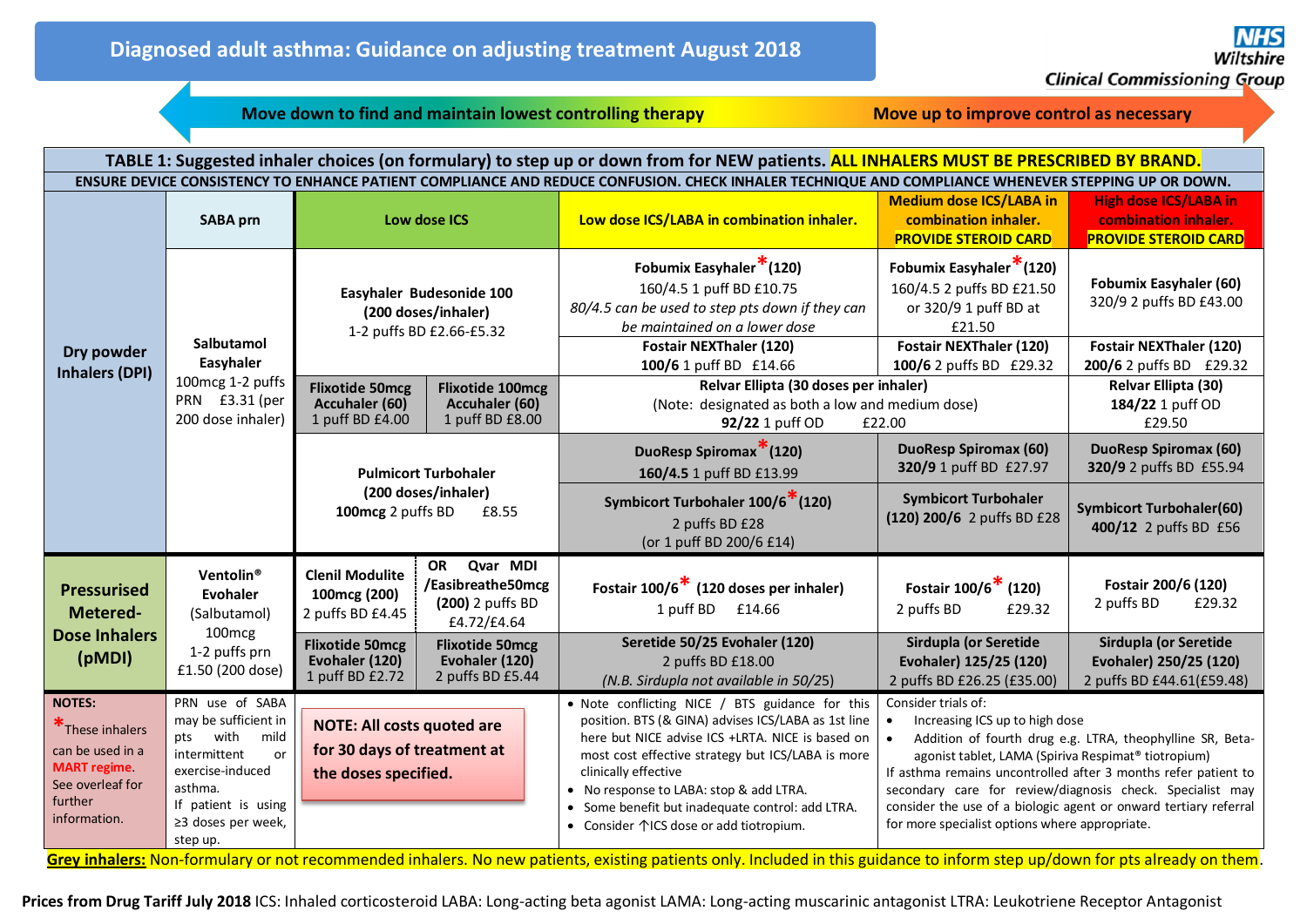# Diagnosed adult asthma: Guidance on adjusting treatment August 2018

NHS Wiltshire Clinical Commissioning Group

Move down to find and maintain lowest controlling therapy — Move up to improve control as necessary

**TABLE 1: Suggested inhaler choices (on formulary) to step up or down from for NEW patients. ALL INHALERS MUST BE PRESCRIBED BY BRAND.**

**ENSURE DEVICE CONSISTENCY TO ENHANCE PATIENT COMPLIANCE AND REDUCE CONFUSION. CHECK INHALER TECHNIQUE AND COMPLIANCE WHENEVER STEPPING UP OR DOWN.**

| | SABA prn | Low dose ICS | Low dose ICS/LABA in combination inhaler. | Medium dose ICS/LABA in combination inhaler. PROVIDE STEROID CARD | High dose ICS/LABA in combination inhaler. PROVIDE STEROID CARD |
|---|---|---|---|---|---|
| **Dry powder Inhalers (DPI)** | **Salbutamol Easyhaler** 100mcg 1-2 puffs PRN £3.31 (per 200 dose inhaler) | **Easyhaler Budesonide 100 (200 doses/inhaler)** 1-2 puffs BD £2.66-£5.32 | **Fobumix Easyhaler*(120)** 160/4.5 1 puff BD £10.75 *80/4.5 can be used to step pts down if they can be maintained on a lower dose* | **Fobumix Easyhaler*(120)** 160/4.5 2 puffs BD £21.50 or 320/9 1 puff BD at £21.50 | **Fobumix Easyhaler (60)** 320/9 2 puffs BD £43.00 |
| | | | **Fostair NEXThaler (120) 100/6** 1 puff BD £14.66 | **Fostair NEXThaler (120) 100/6** 2 puffs BD £29.32 | **Fostair NEXThaler (120) 200/6** 2 puffs BD £29.32 |
| | | **Flixotide 50mcg Accuhaler (60)** 1 puff BD £4.00 / **Flixotide 100mcg Accuhaler (60)** 1 puff BD £8.00 | **Relvar Ellipta (30 doses per inhaler)** (Note: designated as both a low and medium dose) **92/22** 1 puff OD £22.00 | | **Relvar Ellipta (30) 184/22** 1 puff OD £29.50 |
| | | **Pulmicort Turbohaler (200 doses/inhaler) 100mcg** 2 puffs BD £8.55 | **DuoResp Spiromax*(120) 160/4.5** 1 puff BD £13.99 | **DuoResp Spiromax (60) 320/9** 1 puff BD £27.97 | **DuoResp Spiromax (60) 320/9** 2 puffs BD £55.94 |
| | | | **Symbicort Turbohaler 100/6*(120)** 2 puffs BD £28 (or 1 puff BD 200/6 £14) | **Symbicort Turbohaler (120) 200/6** 2 puffs BD £28 | **Symbicort Turbohaler(60) 400/12** 2 puffs BD £56 |
| **Pressurised Metered-Dose Inhalers (pMDI)** | **Ventolin® Evohaler** (Salbutamol) 100mcg 1-2 puffs prn £1.50 (200 dose) | **Clenil Modulite 100mcg (200)** 2 puffs BD £4.45 / **OR Qvar MDI /Easibreathe50mcg (200)** 2 puffs BD £4.72/£4.64 | **Fostair 100/6* (120 doses per inhaler)** 1 puff BD £14.66 | **Fostair 100/6* (120)** 2 puffs BD £29.32 | **Fostair 200/6 (120)** 2 puffs BD £29.32 |
| | | **Flixotide 50mcg Evohaler (120)** 1 puff BD £2.72 / **Flixotide 50mcg Evohaler (120)** 2 puffs BD £5.44 | **Seretide 50/25 Evohaler (120)** 2 puffs BD £18.00 *(N.B. Sirdupla not available in 50/25)* | **Sirdupla (or Seretide Evohaler) 125/25 (120)** 2 puffs BD £26.25 (£35.00) | **Sirdupla (or Seretide Evohaler) 250/25 (120)** 2 puffs BD £44.61(£59.48) |
| **NOTES:** *These inhalers can be used in a **MART regime**. See overleaf for further information. | PRN use of SABA may be sufficient in pts with mild intermittent or exercise-induced asthma. If patient is using ≥3 doses per week, step up. | **NOTE: All costs quoted are for 30 days of treatment at the doses specified.** | • Note conflicting NICE / BTS guidance for this position. BTS (& GINA) advises ICS/LABA as 1st line here but NICE advise ICS +LRTA. NICE is based on most cost effective strategy but ICS/LABA is more clinically effective<br>• No response to LABA: stop & add LTRA.<br>• Some benefit but inadequate control: add LTRA.<br>• Consider ↑ICS dose or add tiotropium. | Consider trials of:<br>• Increasing ICS up to high dose<br>• Addition of fourth drug e.g. LTRA, theophylline SR, Beta-agonist tablet, LAMA (Spiriva Respimat® tiotropium)<br>If asthma remains uncontrolled after 3 months refer patient to secondary care for review/diagnosis check. Specialist may consider the use of a biologic agent or onward tertiary referral for more specialist options where appropriate. | |

**Grey inhalers:** Non-formulary or not recommended inhalers. No new patients, existing patients only. Included in this guidance to inform step up/down for pts already on them.

**Prices from Drug Tariff July 2018** ICS: Inhaled corticosteroid LABA: Long-acting beta agonist LAMA: Long-acting muscarinic antagonist LTRA: Leukotriene Receptor Antagonist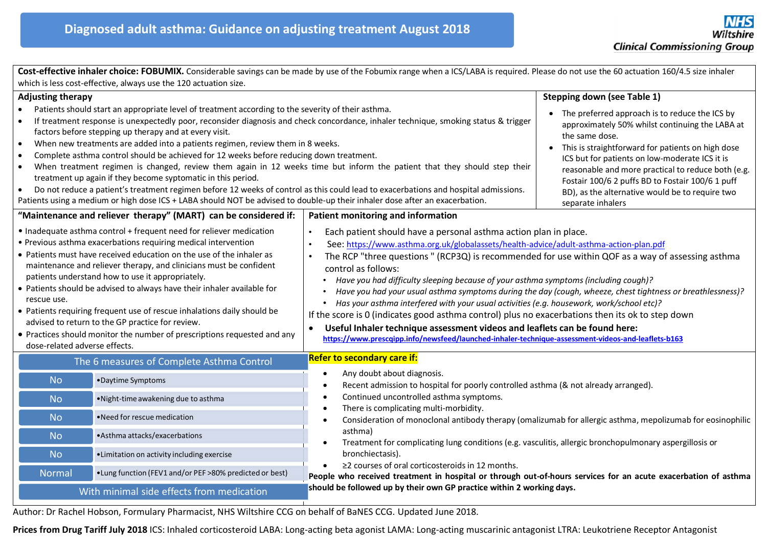# Diagnosed adult asthma: Guidance on adjusting treatment August 2018

NHS Wiltshire Clinical Commissioning Group

**Cost-effective inhaler choice: FOBUMIX.** Considerable savings can be made by use of the Fobumix range when a ICS/LABA is required. Please do not use the 60 actuation 160/4.5 size inhaler which is less cost-effective, always use the 120 actuation size.

## Adjusting therapy

- Patients should start an appropriate level of treatment according to the severity of their asthma.
- If treatment response is unexpectedly poor, reconsider diagnosis and check concordance, inhaler technique, smoking status & trigger factors before stepping up therapy and at every visit.
- When new treatments are added into a patients regimen, review them in 8 weeks.
- Complete asthma control should be achieved for 12 weeks before reducing down treatment.
- When treatment regimen is changed, review them again in 12 weeks time but inform the patient that they should step their treatment up again if they become syptomatic in this period.
- Do not reduce a patient's treatment regimen before 12 weeks of control as this could lead to exacerbations and hospital admissions.

Patients using a medium or high dose ICS + LABA should NOT be advised to double-up their inhaler dose after an exacerbation.

## Stepping down (see Table 1)

- The preferred approach is to reduce the ICS by approximately 50% whilst continuing the LABA at the same dose.
- This is straightforward for patients on high dose ICS but for patients on low-moderate ICS it is reasonable and more practical to reduce both (e.g. Fostair 100/6 2 puffs BD to Fostair 100/6 1 puff BD), as the alternative would be to require two separate inhalers

## "Maintenance and reliever therapy" (MART) can be considered if:

- Inadequate asthma control + frequent need for reliever medication
- Previous asthma exacerbations requiring medical intervention
- Patients must have received education on the use of the inhaler as maintenance and reliever therapy, and clinicians must be confident patients understand how to use it appropriately.
- Patients should be advised to always have their inhaler available for rescue use.
- Patients requiring frequent use of rescue inhalations daily should be advised to return to the GP practice for review.
- Practices should monitor the number of prescriptions requested and any dose-related adverse effects.

## Patient monitoring and information

- Each patient should have a personal asthma action plan in place.
- See: https://www.asthma.org.uk/globalassets/health-advice/adult-asthma-action-plan.pdf
- The RCP "three questions " (RCP3Q) is recommended for use within QOF as a way of assessing asthma control as follows:
  - *Have you had difficulty sleeping because of your asthma symptoms (including cough)?*
  - *Have you had your usual asthma symptoms during the day (cough, wheeze, chest tightness or breathlessness)?*
  - *Has your asthma interfered with your usual activities (e.g. housework, work/school etc)?*

If the score is 0 (indicates good asthma control) plus no exacerbations then its ok to step down

- **Useful Inhaler technique assessment videos and leaflets can be found here:** **https://www.prescqipp.info/newsfeed/launched-inhaler-technique-assessment-videos-and-leaflets-b163**

## The 6 measures of Complete Asthma Control

| | |
|---|---|
| No | Daytime Symptoms |
| No | Night-time awakening due to asthma |
| No | Need for rescue medication |
| No | Asthma attacks/exacerbations |
| No | Limitation on activity including exercise |
| Normal | Lung function (FEV1 and/or PEF >80% predicted or best) |

With minimal side effects from medication

## Refer to secondary care if:

- Any doubt about diagnosis.
- Recent admission to hospital for poorly controlled asthma (& not already arranged).
- Continued uncontrolled asthma symptoms.
- There is complicating multi-morbidity.
- Consideration of monoclonal antibody therapy (omalizumab for allergic asthma, mepolizumab for eosinophilic asthma)
- Treatment for complicating lung conditions (e.g. vasculitis, allergic bronchopulmonary aspergillosis or bronchiectasis).
- ≥2 courses of oral corticosteroids in 12 months.

**People who received treatment in hospital or through out-of-hours services for an acute exacerbation of asthma should be followed up by their own GP practice within 2 working days.**

Author: Dr Rachel Hobson, Formulary Pharmacist, NHS Wiltshire CCG on behalf of BaNES CCG. Updated June 2018.

**Prices from Drug Tariff July 2018** ICS: Inhaled corticosteroid LABA: Long-acting beta agonist LAMA: Long-acting muscarinic antagonist LTRA: Leukotriene Receptor Antagonist